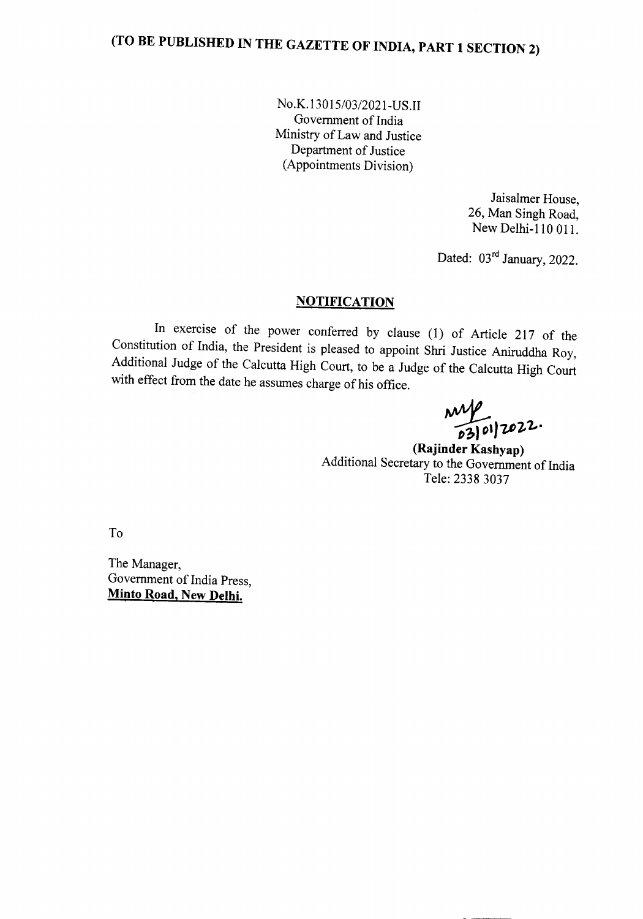# (TO BE PUBLISHED IN THE GAZETTE OF INDIA, PART 1 SECTION 2)

No.K.13015/03/2021-US.II
Government of India
Ministry of Law and Justice
Department of Justice
(Appointments Division)

Jaisalmer House,
26, Man Singh Road,
New Delhi-110 011.

Dated: 03rd January, 2022.

## NOTIFICATION

In exercise of the power conferred by clause (1) of Article 217 of the Constitution of India, the President is pleased to appoint Shri Justice Aniruddha Roy, Additional Judge of the Calcutta High Court, to be a Judge of the Calcutta High Court with effect from the date he assumes charge of his office.

03/01/2022.

**(Rajinder Kashyap)**
Additional Secretary to the Government of India
Tele: 2338 3037

To

The Manager,
Government of India Press,
**Minto Road, New Delhi.**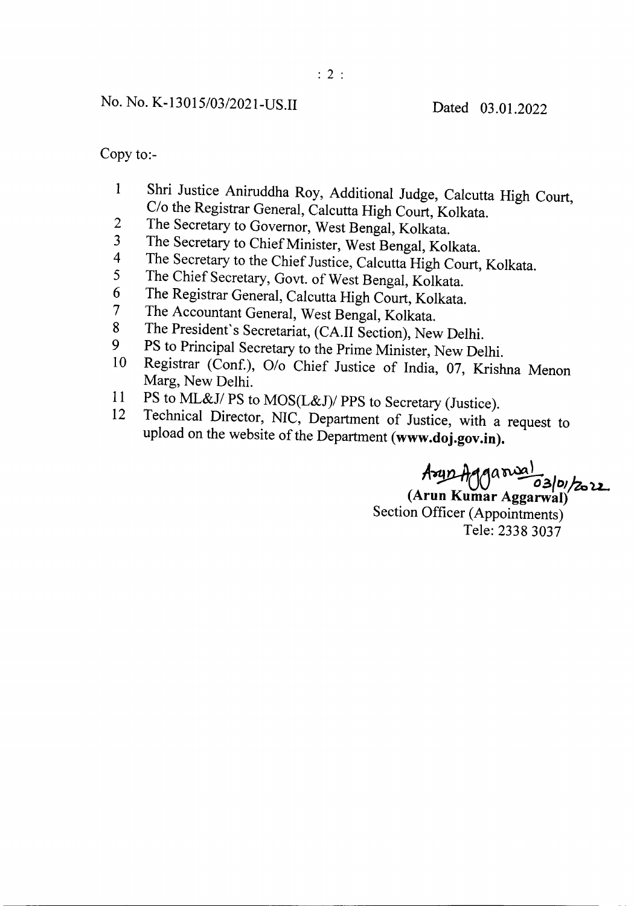No. No. K-13015/03/2021-US.II Dated 03.01.2022

Copy to:-

1. Shri Justice Aniruddha Roy, Additional Judge, Calcutta High Court, C/o the Registrar General, Calcutta High Court, Kolkata.
2. The Secretary to Governor, West Bengal, Kolkata.
3. The Secretary to Chief Minister, West Bengal, Kolkata.
4. The Secretary to the Chief Justice, Calcutta High Court, Kolkata.
5. The Chief Secretary, Govt. of West Bengal, Kolkata.
6. The Registrar General, Calcutta High Court, Kolkata.
7. The Accountant General, West Bengal, Kolkata.
8. The President`s Secretariat, (CA.II Section), New Delhi.
9. PS to Principal Secretary to the Prime Minister, New Delhi.
10. Registrar (Conf.), O/o Chief Justice of India, 07, Krishna Menon Marg, New Delhi.
11. PS to ML&J/ PS to MOS(L&J)/ PPS to Secretary (Justice).
12. Technical Director, NIC, Department of Justice, with a request to upload on the website of the Department (**www.doj.gov.in**).

Arun Aggarwal 03/01/2022

**(Arun Kumar Aggarwal)**
Section Officer (Appointments)
Tele: 2338 3037